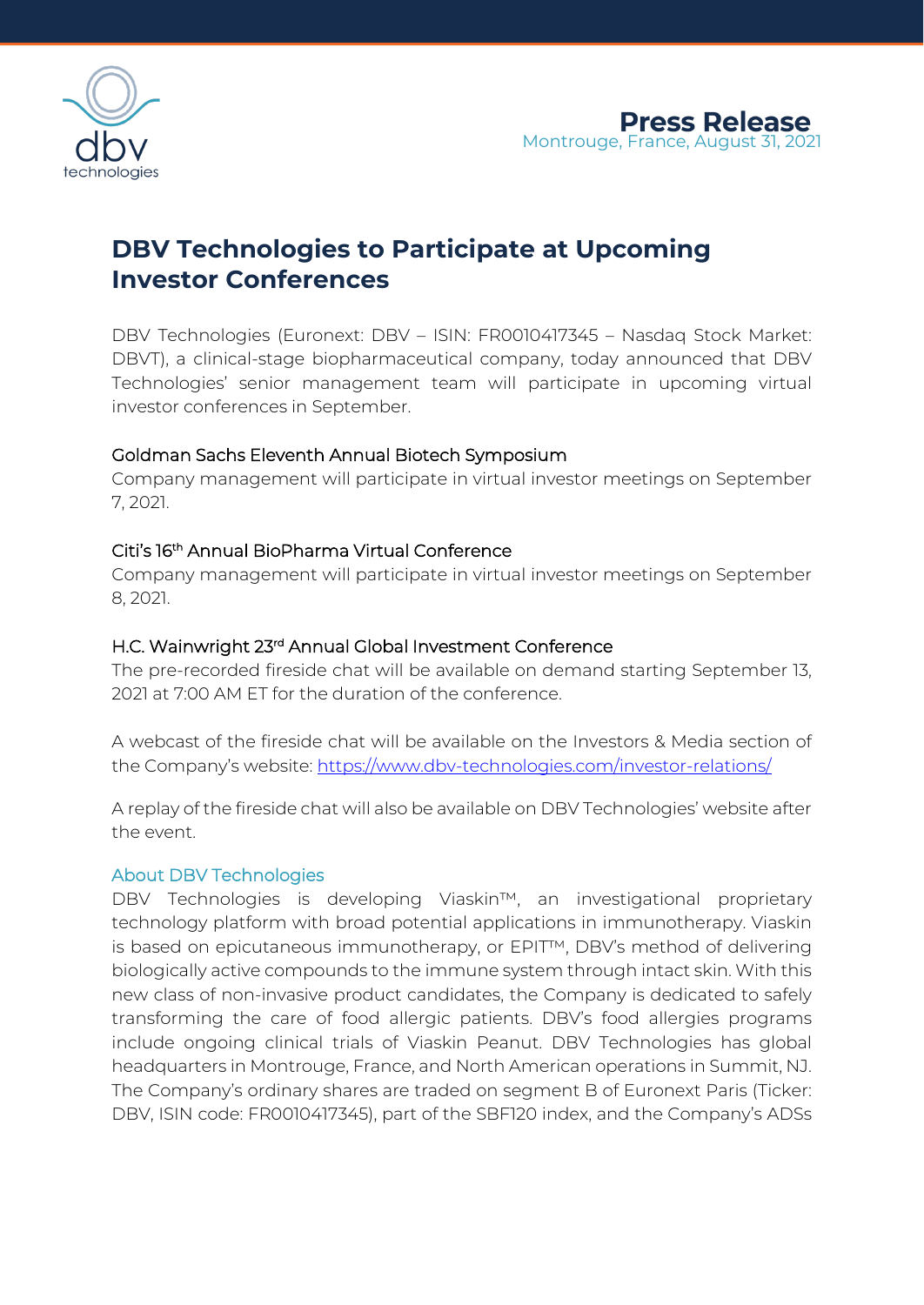**Press Release**
Montrouge, France, August 31, 2021

# DBV Technologies to Participate at Upcoming Investor Conferences

DBV Technologies (Euronext: DBV – ISIN: FR0010417345 – Nasdaq Stock Market: DBVT), a clinical-stage biopharmaceutical company, today announced that DBV Technologies' senior management team will participate in upcoming virtual investor conferences in September.

### Goldman Sachs Eleventh Annual Biotech Symposium

Company management will participate in virtual investor meetings on September 7, 2021.

### Citi's 16th Annual BioPharma Virtual Conference

Company management will participate in virtual investor meetings on September 8, 2021.

### H.C. Wainwright 23rd Annual Global Investment Conference

The pre-recorded fireside chat will be available on demand starting September 13, 2021 at 7:00 AM ET for the duration of the conference.

A webcast of the fireside chat will be available on the Investors & Media section of the Company's website: https://www.dbv-technologies.com/investor-relations/

A replay of the fireside chat will also be available on DBV Technologies' website after the event.

### About DBV Technologies

DBV Technologies is developing Viaskin™, an investigational proprietary technology platform with broad potential applications in immunotherapy. Viaskin is based on epicutaneous immunotherapy, or EPIT™, DBV's method of delivering biologically active compounds to the immune system through intact skin. With this new class of non-invasive product candidates, the Company is dedicated to safely transforming the care of food allergic patients. DBV's food allergies programs include ongoing clinical trials of Viaskin Peanut. DBV Technologies has global headquarters in Montrouge, France, and North American operations in Summit, NJ. The Company's ordinary shares are traded on segment B of Euronext Paris (Ticker: DBV, ISIN code: FR0010417345), part of the SBF120 index, and the Company's ADSs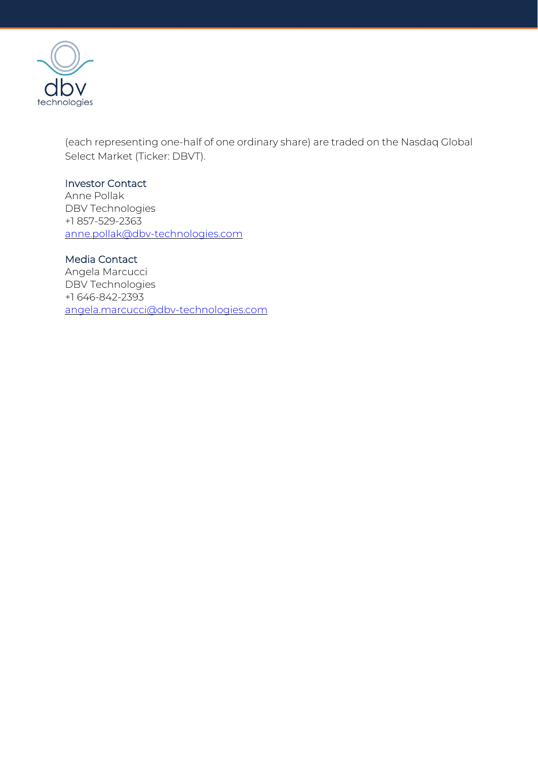(each representing one-half of one ordinary share) are traded on the Nasdaq Global Select Market (Ticker: DBVT).

**Investor Contact**
Anne Pollak
DBV Technologies
+1 857-529-2363
anne.pollak@dbv-technologies.com

**Media Contact**
Angela Marcucci
DBV Technologies
+1 646-842-2393
angela.marcucci@dbv-technologies.com